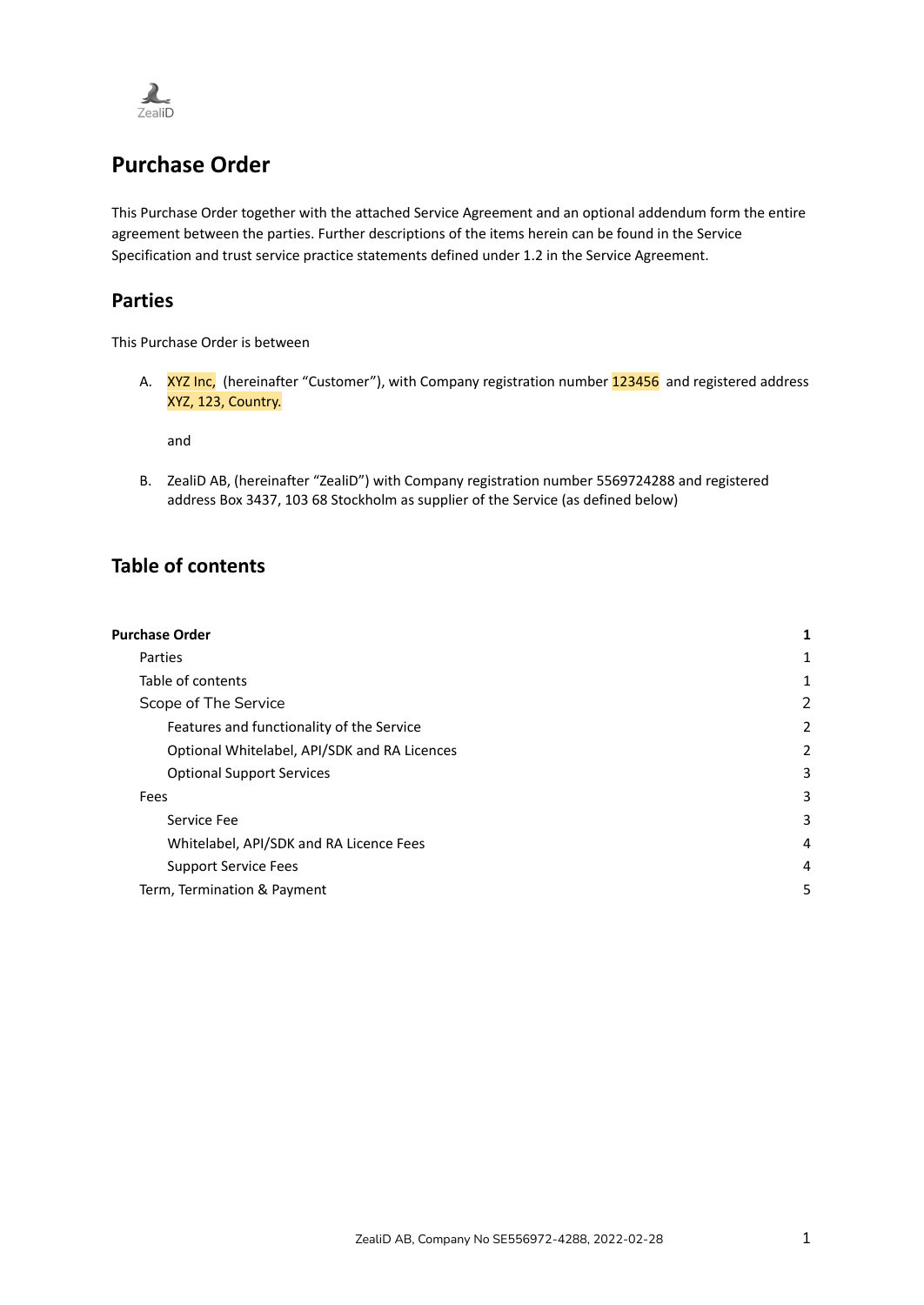# Purchase Order

This Purchase Order together with the attached Service Agreement and an optional addendum form the entire agreement between the parties. Further descriptions of the items herein can be found in the Service Specification and trust service practice statements defined under 1.2 in the Service Agreement.

## Parties

This Purchase Order is between

A. XYZ Inc, (hereinafter "Customer"), with Company registration number 123456 and registered address XYZ, 123, Country.

   and

B. ZealiD AB, (hereinafter "ZealiD") with Company registration number 5569724288 and registered address Box 3437, 103 68 Stockholm as supplier of the Service (as defined below)

## Table of contents

| | |
|---|---|
| **Purchase Order** | **1** |
| Parties | 1 |
| Table of contents | 1 |
| Scope of The Service | 2 |
| Features and functionality of the Service | 2 |
| Optional Whitelabel, API/SDK and RA Licences | 2 |
| Optional Support Services | 3 |
| Fees | 3 |
| Service Fee | 3 |
| Whitelabel, API/SDK and RA Licence Fees | 4 |
| Support Service Fees | 4 |
| Term, Termination & Payment | 5 |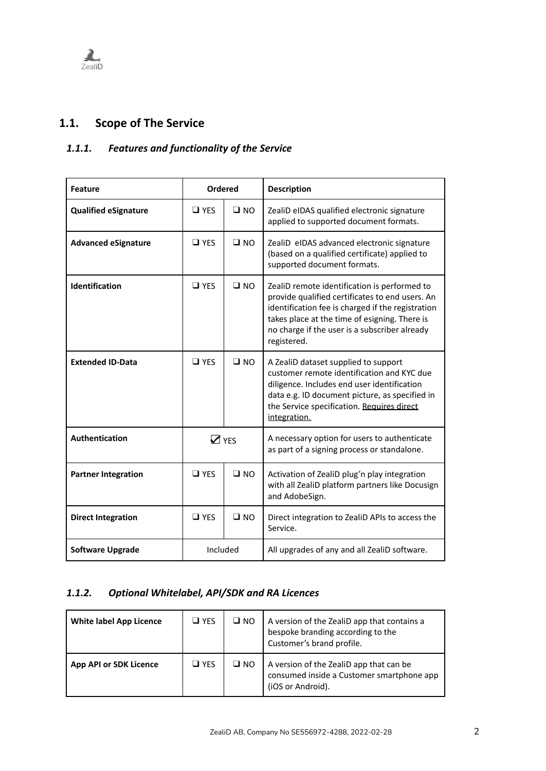## 1.1. Scope of The Service

### *1.1.1. Features and functionality of the Service*

| Feature | Ordered | | Description |
|---|---|---|---|
| **Qualified eSignature** | ❑ YES | ❑ NO | ZealiD eIDAS qualified electronic signature applied to supported document formats. |
| **Advanced eSignature** | ❑ YES | ❑ NO | ZealiD eIDAS advanced electronic signature (based on a qualified certificate) applied to supported document formats. |
| **Identification** | ❑ YES | ❑ NO | ZealiD remote identification is performed to provide qualified certificates to end users. An identification fee is charged if the registration takes place at the time of esigning. There is no charge if the user is a subscriber already registered. |
| **Extended ID-Data** | ❑ YES | ❑ NO | A ZealiD dataset supplied to support customer remote identification and KYC due diligence. Includes end user identification data e.g. ID document picture, as specified in the Service specification. Requires direct integration. |
| **Authentication** | ☑ YES | | A necessary option for users to authenticate as part of a signing process or standalone. |
| **Partner Integration** | ❑ YES | ❑ NO | Activation of ZealiD plug'n play integration with all ZealiD platform partners like Docusign and AdobeSign. |
| **Direct Integration** | ❑ YES | ❑ NO | Direct integration to ZealiD APIs to access the Service. |
| **Software Upgrade** | Included | | All upgrades of any and all ZealiD software. |

### *1.1.2. Optional Whitelabel, API/SDK and RA Licences*

| White label App Licence | ❑ YES | ❑ NO | A version of the ZealiD app that contains a bespoke branding according to the Customer's brand profile. |
|---|---|---|---|
| **App API or SDK Licence** | ❑ YES | ❑ NO | A version of the ZealiD app that can be consumed inside a Customer smartphone app (iOS or Android). |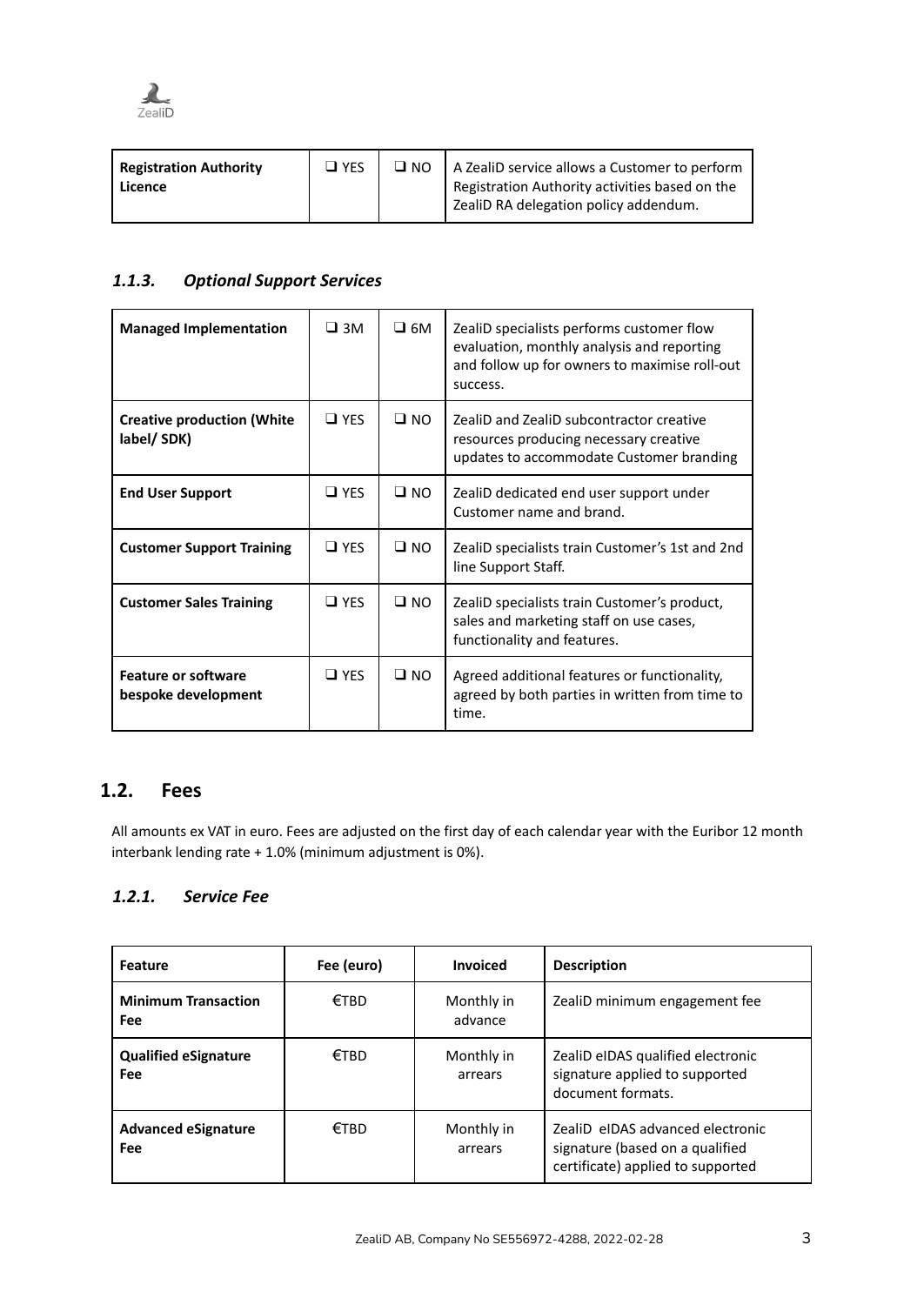| Registration Authority Licence | ❑ YES | ❑ NO | A ZealiD service allows a Customer to perform Registration Authority activities based on the ZealiD RA delegation policy addendum. |
|---|---|---|---|

### *1.1.3. Optional Support Services*

| Managed Implementation | ❑ 3M | ❑ 6M | ZealiD specialists performs customer flow evaluation, monthly analysis and reporting and follow up for owners to maximise roll-out success. |
|---|---|---|---|
| **Creative production (White label/ SDK)** | ❑ YES | ❑ NO | ZealiD and ZealiD subcontractor creative resources producing necessary creative updates to accommodate Customer branding |
| **End User Support** | ❑ YES | ❑ NO | ZealiD dedicated end user support under Customer name and brand. |
| **Customer Support Training** | ❑ YES | ❑ NO | ZealiD specialists train Customer's 1st and 2nd line Support Staff. |
| **Customer Sales Training** | ❑ YES | ❑ NO | ZealiD specialists train Customer's product, sales and marketing staff on use cases, functionality and features. |
| **Feature or software bespoke development** | ❑ YES | ❑ NO | Agreed additional features or functionality, agreed by both parties in written from time to time. |

## 1.2. Fees

All amounts ex VAT in euro. Fees are adjusted on the first day of each calendar year with the Euribor 12 month interbank lending rate + 1.0% (minimum adjustment is 0%).

### *1.2.1. Service Fee*

| Feature | Fee (euro) | Invoiced | Description |
|---|---|---|---|
| **Minimum Transaction Fee** | €TBD | Monthly in advance | ZealiD minimum engagement fee |
| **Qualified eSignature Fee** | €TBD | Monthly in arrears | ZealiD eIDAS qualified electronic signature applied to supported document formats. |
| **Advanced eSignature Fee** | €TBD | Monthly in arrears | ZealiD eIDAS advanced electronic signature (based on a qualified certificate) applied to supported |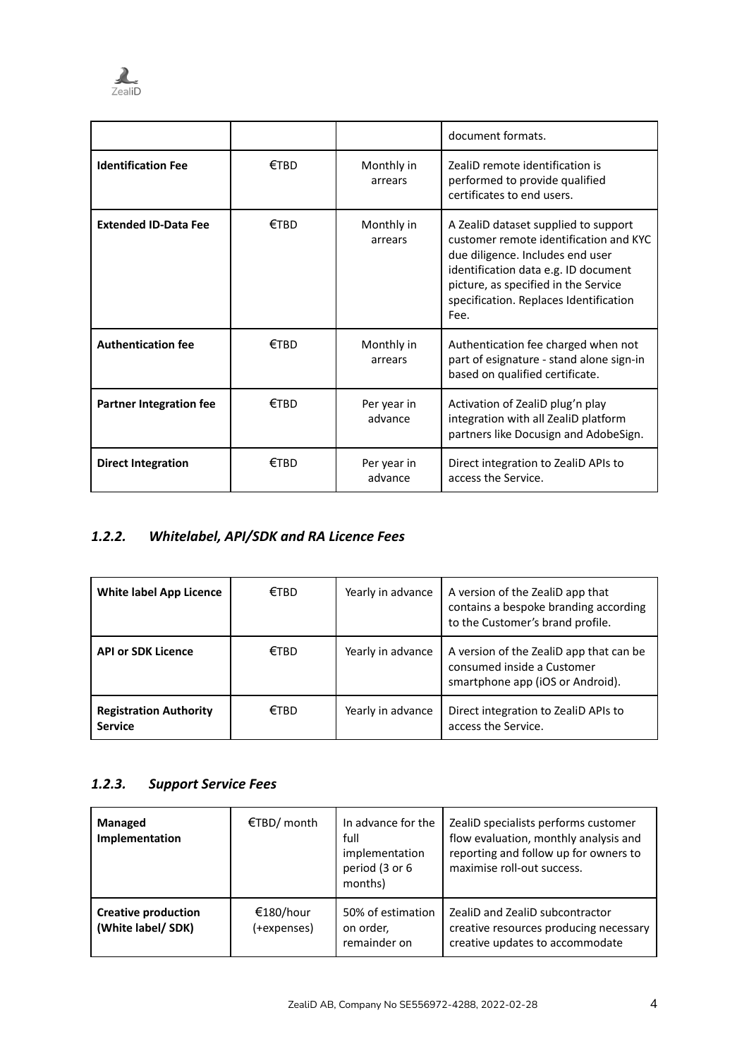|  |  |  | document formats. |
|---|---|---|---|
| **Identification Fee** | €TBD | Monthly in arrears | ZealiD remote identification is performed to provide qualified certificates to end users. |
| **Extended ID-Data Fee** | €TBD | Monthly in arrears | A ZealiD dataset supplied to support customer remote identification and KYC due diligence. Includes end user identification data e.g. ID document picture, as specified in the Service specification. Replaces Identification Fee. |
| **Authentication fee** | €TBD | Monthly in arrears | Authentication fee charged when not part of esignature - stand alone sign-in based on qualified certificate. |
| **Partner Integration fee** | €TBD | Per year in advance | Activation of ZealiD plug'n play integration with all ZealiD platform partners like Docusign and AdobeSign. |
| **Direct Integration** | €TBD | Per year in advance | Direct integration to ZealiD APIs to access the Service. |

### *1.2.2. Whitelabel, API/SDK and RA Licence Fees*

| **White label App Licence** | €TBD | Yearly in advance | A version of the ZealiD app that contains a bespoke branding according to the Customer's brand profile. |
|---|---|---|---|
| **API or SDK Licence** | €TBD | Yearly in advance | A version of the ZealiD app that can be consumed inside a Customer smartphone app (iOS or Android). |
| **Registration Authority Service** | €TBD | Yearly in advance | Direct integration to ZealiD APIs to access the Service. |

### *1.2.3. Support Service Fees*

| **Managed Implementation** | €TBD/ month | In advance for the full implementation period (3 or 6 months) | ZealiD specialists performs customer flow evaluation, monthly analysis and reporting and follow up for owners to maximise roll-out success. |
|---|---|---|---|
| **Creative production (White label/ SDK)** | €180/hour (+expenses) | 50% of estimation on order, remainder on | ZealiD and ZealiD subcontractor creative resources producing necessary creative updates to accommodate |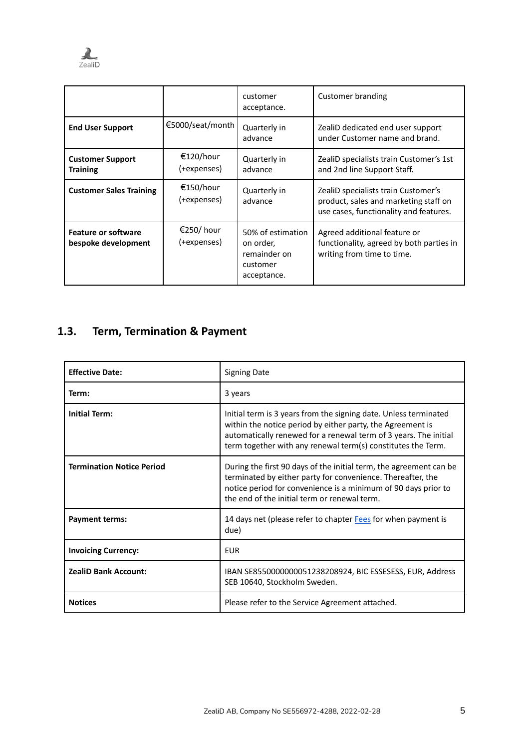|  |  | customer acceptance. | Customer branding |
|---|---|---|---|
| **End User Support** | €5000/seat/month | Quarterly in advance | ZealiD dedicated end user support under Customer name and brand. |
| **Customer Support Training** | €120/hour (+expenses) | Quarterly in advance | ZealiD specialists train Customer's 1st and 2nd line Support Staff. |
| **Customer Sales Training** | €150/hour (+expenses) | Quarterly in advance | ZealiD specialists train Customer's product, sales and marketing staff on use cases, functionality and features. |
| **Feature or software bespoke development** | €250/ hour (+expenses) | 50% of estimation on order, remainder on customer acceptance. | Agreed additional feature or functionality, agreed by both parties in writing from time to time. |

## 1.3. Term, Termination & Payment

| **Effective Date:** | Signing Date |
|---|---|
| **Term:** | 3 years |
| **Initial Term:** | Initial term is 3 years from the signing date. Unless terminated within the notice period by either party, the Agreement is automatically renewed for a renewal term of 3 years. The initial term together with any renewal term(s) constitutes the Term. |
| **Termination Notice Period** | During the first 90 days of the initial term, the agreement can be terminated by either party for convenience. Thereafter, the notice period for convenience is a minimum of 90 days prior to the end of the initial term or renewal term. |
| **Payment terms:** | 14 days net (please refer to chapter Fees for when payment is due) |
| **Invoicing Currency:** | EUR |
| **ZealiD Bank Account:** | IBAN SE8550000000051238208924, BIC ESSESESS, EUR, Address SEB 10640, Stockholm Sweden. |
| **Notices** | Please refer to the Service Agreement attached. |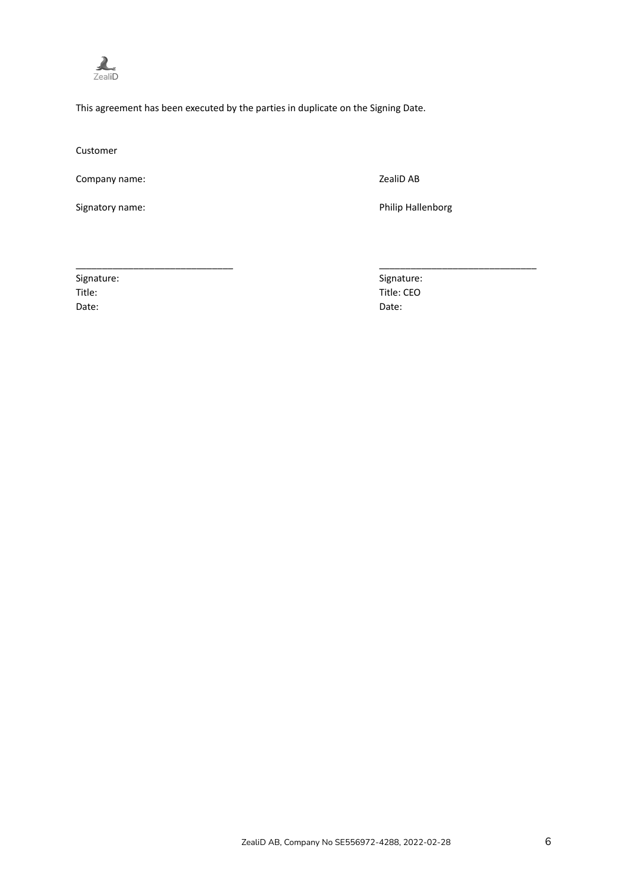This agreement has been executed by the parties in duplicate on the Signing Date.

Customer

| | |
|---|---|
| Company name: | ZealiD AB |
| Signatory name: | Philip Hallenborg |
| ______________________________ | ______________________________ |
| Signature: | Signature: |
| Title: | Title: CEO |
| Date: | Date: |